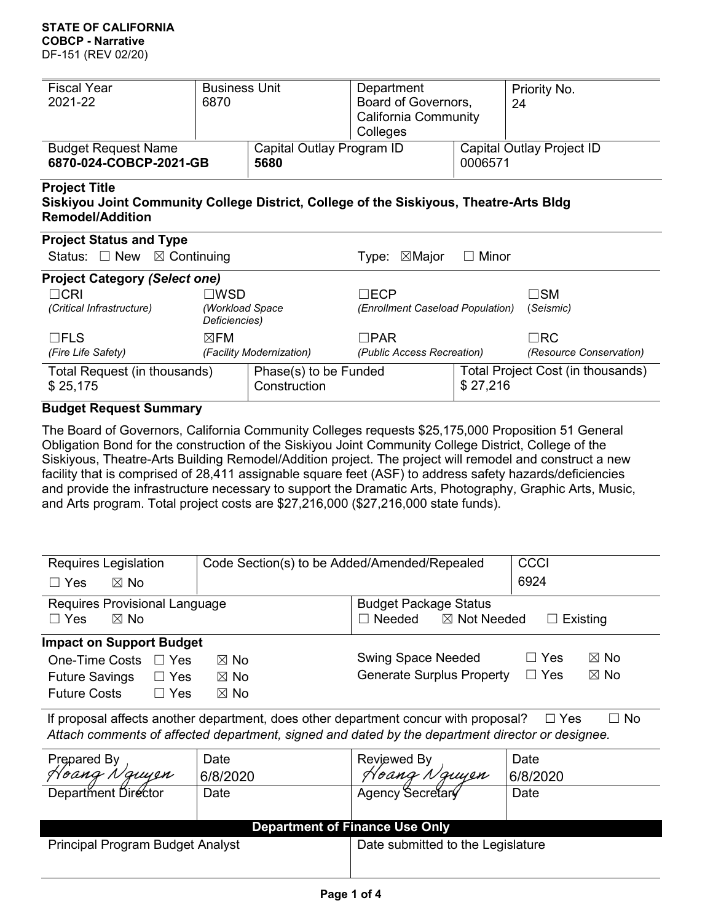**STATE OF CALIFORNIA**
**COBCP - Narrative**
DF-151 (REV 02/20)

| Fiscal Year | Business Unit | Department | Priority No. |
|---|---|---|---|
| 2021-22 | 6870 | Board of Governors, California Community Colleges | 24 |

| Budget Request Name | Capital Outlay Program ID | Capital Outlay Project ID |
|---|---|---|
| **6870-024-COBCP-2021-GB** | **5680** | 0006571 |

**Project Title**
**Siskiyou Joint Community College District, College of the Siskiyous, Theatre-Arts Bldg Remodel/Addition**

**Project Status and Type**

Status: ☐ New ☒ Continuing    Type: ☒Major ☐ Minor

**Project Category *(Select one)***

| | | | |
|---|---|---|---|
| ☐CRI *(Critical Infrastructure)* | ☐WSD *(Workload Space Deficiencies)* | ☐ECP *(Enrollment Caseload Population)* | ☐SM *(Seismic)* |
| ☐FLS *(Fire Life Safety)* | ☒FM *(Facility Modernization)* | ☐PAR *(Public Access Recreation)* | ☐RC *(Resource Conservation)* |

| Total Request (in thousands) | Phase(s) to be Funded | Total Project Cost (in thousands) |
|---|---|---|
| $ 25,175 | Construction | $ 27,216 |

**Budget Request Summary**

The Board of Governors, California Community Colleges requests $25,175,000 Proposition 51 General Obligation Bond for the construction of the Siskiyou Joint Community College District, College of the Siskiyous, Theatre-Arts Building Remodel/Addition project. The project will remodel and construct a new facility that is comprised of 28,411 assignable square feet (ASF) to address safety hazards/deficiencies and provide the infrastructure necessary to support the Dramatic Arts, Photography, Graphic Arts, Music, and Arts program. Total project costs are $27,216,000 ($27,216,000 state funds).

| Requires Legislation | Code Section(s) to be Added/Amended/Repealed | CCCI |
|---|---|---|
| ☐ Yes ☒ No | | 6924 |

| Requires Provisional Language | Budget Package Status |
|---|---|
| ☐ Yes ☒ No | ☐ Needed ☒ Not Needed ☐ Existing |

**Impact on Support Budget**

| | | | | | |
|---|---|---|---|---|---|
| One-Time Costs | ☐ Yes | ☒ No | Swing Space Needed | ☐ Yes | ☒ No |
| Future Savings | ☐ Yes | ☒ No | Generate Surplus Property | ☐ Yes | ☒ No |
| Future Costs | ☐ Yes | ☒ No | | | |

If proposal affects another department, does other department concur with proposal? ☐ Yes ☐ No
*Attach comments of affected department, signed and dated by the department director or designee.*

| Prepared By | Date | Reviewed By | Date |
|---|---|---|---|
| Hoang Nguyen | 6/8/2020 | Hoang Nguyen | 6/8/2020 |
| Department Director | Date | Agency Secretary | Date |
| | | | |

**Department of Finance Use Only**

| Principal Program Budget Analyst | Date submitted to the Legislature |
|---|---|
| | |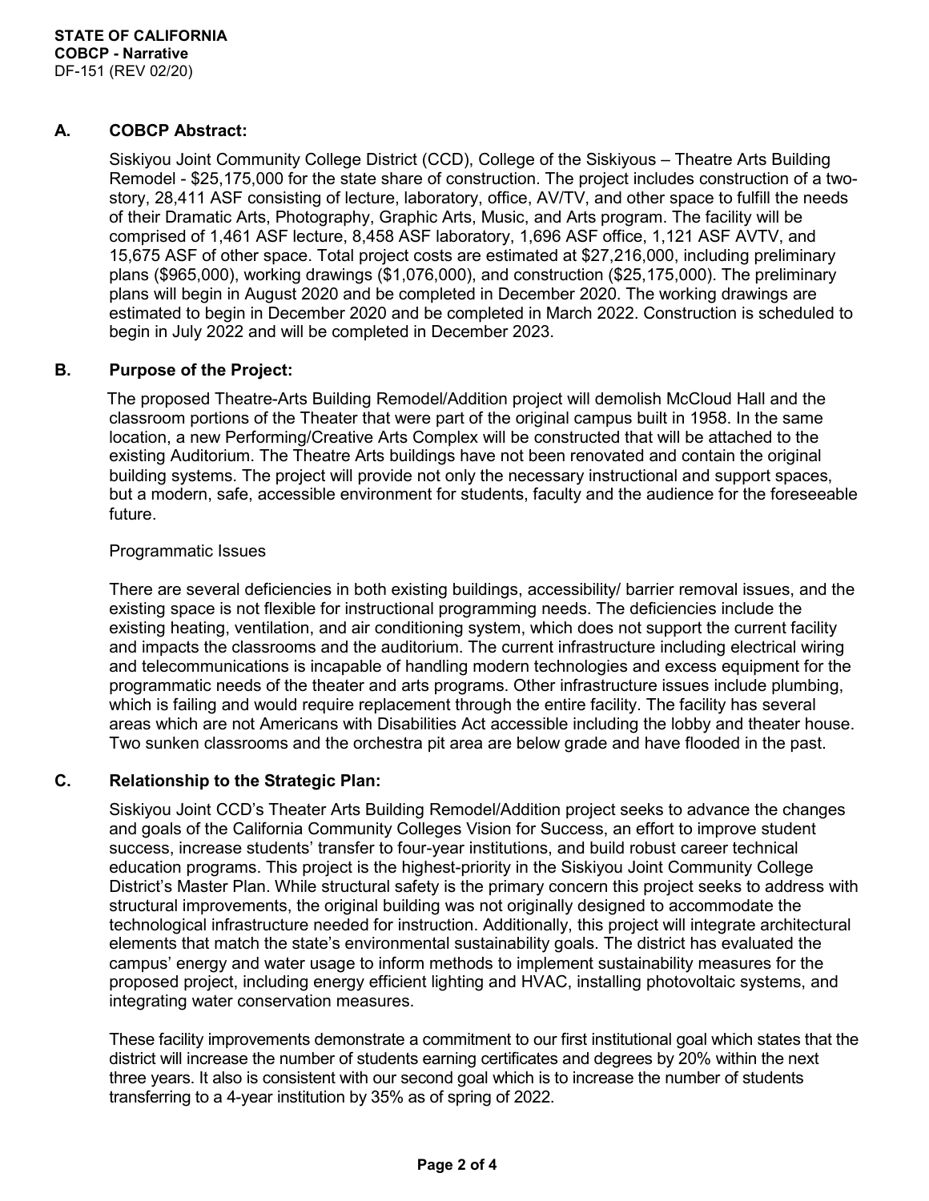**STATE OF CALIFORNIA**
**COBCP - Narrative**
DF-151 (REV 02/20)

## A. COBCP Abstract:

Siskiyou Joint Community College District (CCD), College of the Siskiyous – Theatre Arts Building Remodel - $25,175,000 for the state share of construction. The project includes construction of a two-story, 28,411 ASF consisting of lecture, laboratory, office, AV/TV, and other space to fulfill the needs of their Dramatic Arts, Photography, Graphic Arts, Music, and Arts program. The facility will be comprised of 1,461 ASF lecture, 8,458 ASF laboratory, 1,696 ASF office, 1,121 ASF AVTV, and 15,675 ASF of other space. Total project costs are estimated at $27,216,000, including preliminary plans ($965,000), working drawings ($1,076,000), and construction ($25,175,000). The preliminary plans will begin in August 2020 and be completed in December 2020. The working drawings are estimated to begin in December 2020 and be completed in March 2022. Construction is scheduled to begin in July 2022 and will be completed in December 2023.

## B. Purpose of the Project:

The proposed Theatre-Arts Building Remodel/Addition project will demolish McCloud Hall and the classroom portions of the Theater that were part of the original campus built in 1958. In the same location, a new Performing/Creative Arts Complex will be constructed that will be attached to the existing Auditorium. The Theatre Arts buildings have not been renovated and contain the original building systems. The project will provide not only the necessary instructional and support spaces, but a modern, safe, accessible environment for students, faculty and the audience for the foreseeable future.

Programmatic Issues

There are several deficiencies in both existing buildings, accessibility/ barrier removal issues, and the existing space is not flexible for instructional programming needs. The deficiencies include the existing heating, ventilation, and air conditioning system, which does not support the current facility and impacts the classrooms and the auditorium. The current infrastructure including electrical wiring and telecommunications is incapable of handling modern technologies and excess equipment for the programmatic needs of the theater and arts programs. Other infrastructure issues include plumbing, which is failing and would require replacement through the entire facility. The facility has several areas which are not Americans with Disabilities Act accessible including the lobby and theater house. Two sunken classrooms and the orchestra pit area are below grade and have flooded in the past.

## C. Relationship to the Strategic Plan:

Siskiyou Joint CCD's Theater Arts Building Remodel/Addition project seeks to advance the changes and goals of the California Community Colleges Vision for Success, an effort to improve student success, increase students' transfer to four-year institutions, and build robust career technical education programs. This project is the highest-priority in the Siskiyou Joint Community College District's Master Plan. While structural safety is the primary concern this project seeks to address with structural improvements, the original building was not originally designed to accommodate the technological infrastructure needed for instruction. Additionally, this project will integrate architectural elements that match the state's environmental sustainability goals. The district has evaluated the campus' energy and water usage to inform methods to implement sustainability measures for the proposed project, including energy efficient lighting and HVAC, installing photovoltaic systems, and integrating water conservation measures.

These facility improvements demonstrate a commitment to our first institutional goal which states that the district will increase the number of students earning certificates and degrees by 20% within the next three years. It also is consistent with our second goal which is to increase the number of students transferring to a 4-year institution by 35% as of spring of 2022.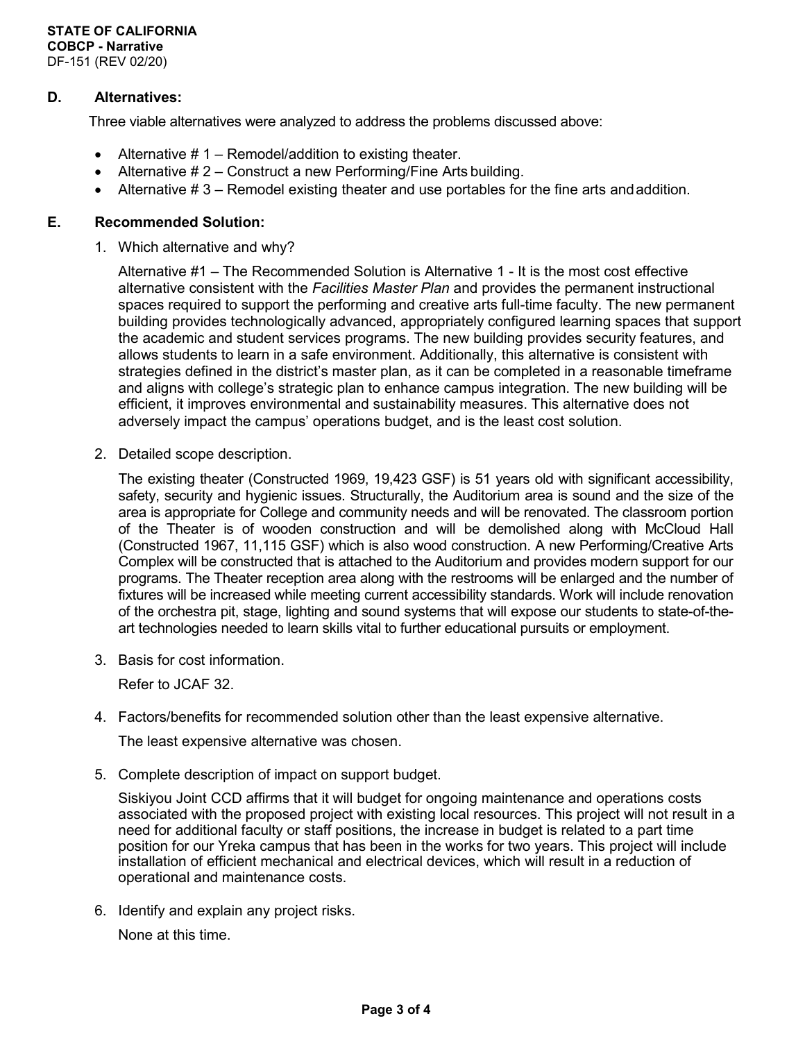**STATE OF CALIFORNIA**
**COBCP - Narrative**
DF-151 (REV 02/20)

## D. Alternatives:

Three viable alternatives were analyzed to address the problems discussed above:

- Alternative # 1 – Remodel/addition to existing theater.
- Alternative # 2 – Construct a new Performing/Fine Arts building.
- Alternative # 3 – Remodel existing theater and use portables for the fine arts and addition.

## E. Recommended Solution:

1. Which alternative and why?

   Alternative #1 – The Recommended Solution is Alternative 1 - It is the most cost effective alternative consistent with the *Facilities Master Plan* and provides the permanent instructional spaces required to support the performing and creative arts full-time faculty. The new permanent building provides technologically advanced, appropriately configured learning spaces that support the academic and student services programs. The new building provides security features, and allows students to learn in a safe environment. Additionally, this alternative is consistent with strategies defined in the district's master plan, as it can be completed in a reasonable timeframe and aligns with college's strategic plan to enhance campus integration. The new building will be efficient, it improves environmental and sustainability measures. This alternative does not adversely impact the campus' operations budget, and is the least cost solution.

2. Detailed scope description.

   The existing theater (Constructed 1969, 19,423 GSF) is 51 years old with significant accessibility, safety, security and hygienic issues. Structurally, the Auditorium area is sound and the size of the area is appropriate for College and community needs and will be renovated. The classroom portion of the Theater is of wooden construction and will be demolished along with McCloud Hall (Constructed 1967, 11,115 GSF) which is also wood construction. A new Performing/Creative Arts Complex will be constructed that is attached to the Auditorium and provides modern support for our programs. The Theater reception area along with the restrooms will be enlarged and the number of fixtures will be increased while meeting current accessibility standards. Work will include renovation of the orchestra pit, stage, lighting and sound systems that will expose our students to state-of-the-art technologies needed to learn skills vital to further educational pursuits or employment.

3. Basis for cost information.

   Refer to JCAF 32.

4. Factors/benefits for recommended solution other than the least expensive alternative.

   The least expensive alternative was chosen.

5. Complete description of impact on support budget.

   Siskiyou Joint CCD affirms that it will budget for ongoing maintenance and operations costs associated with the proposed project with existing local resources. This project will not result in a need for additional faculty or staff positions, the increase in budget is related to a part time position for our Yreka campus that has been in the works for two years. This project will include installation of efficient mechanical and electrical devices, which will result in a reduction of operational and maintenance costs.

6. Identify and explain any project risks.

   None at this time.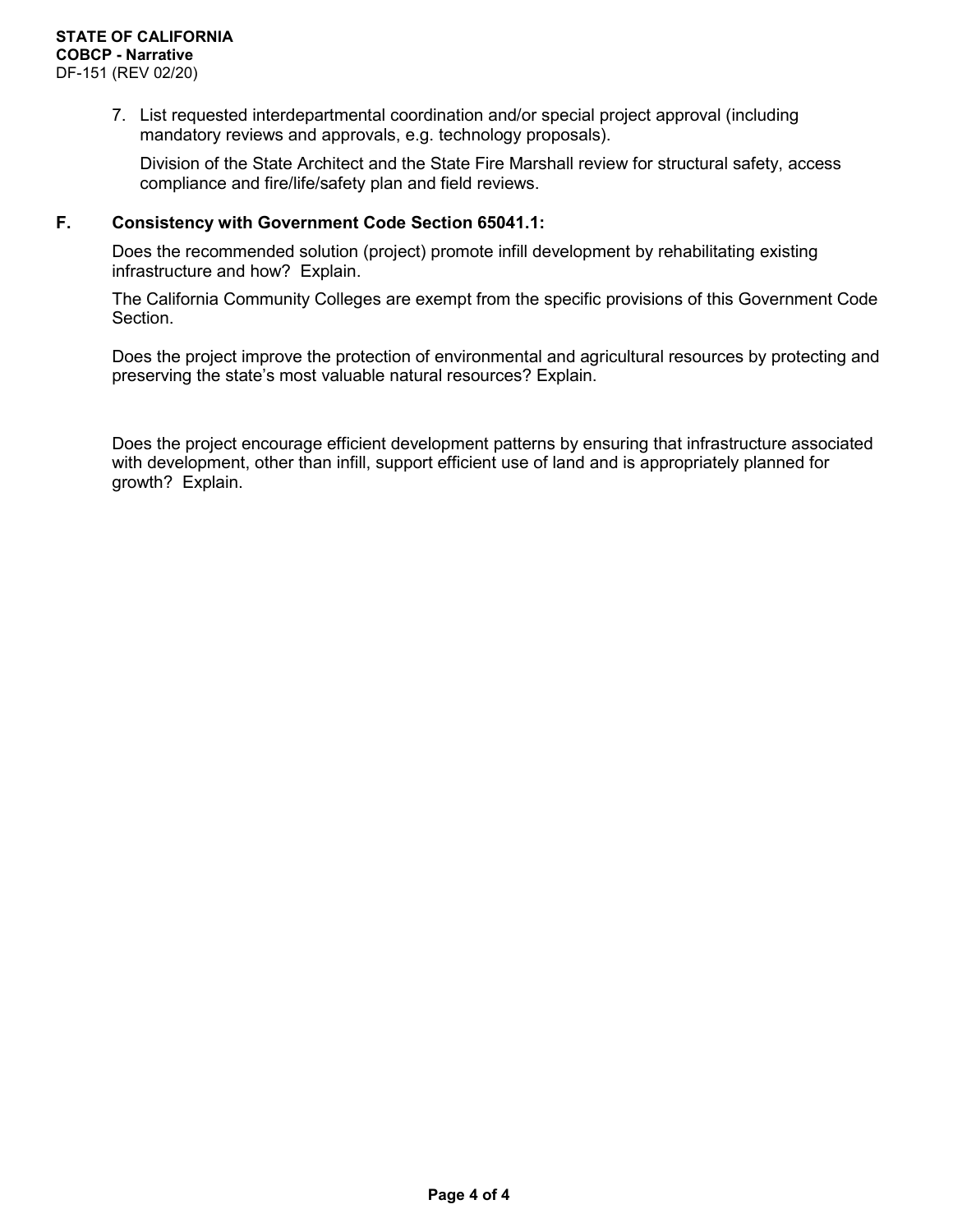7. List requested interdepartmental coordination and/or special project approval (including mandatory reviews and approvals, e.g. technology proposals).

   Division of the State Architect and the State Fire Marshall review for structural safety, access compliance and fire/life/safety plan and field reviews.

## F. Consistency with Government Code Section 65041.1:

Does the recommended solution (project) promote infill development by rehabilitating existing infrastructure and how? Explain.

The California Community Colleges are exempt from the specific provisions of this Government Code Section.

Does the project improve the protection of environmental and agricultural resources by protecting and preserving the state's most valuable natural resources? Explain.

Does the project encourage efficient development patterns by ensuring that infrastructure associated with development, other than infill, support efficient use of land and is appropriately planned for growth? Explain.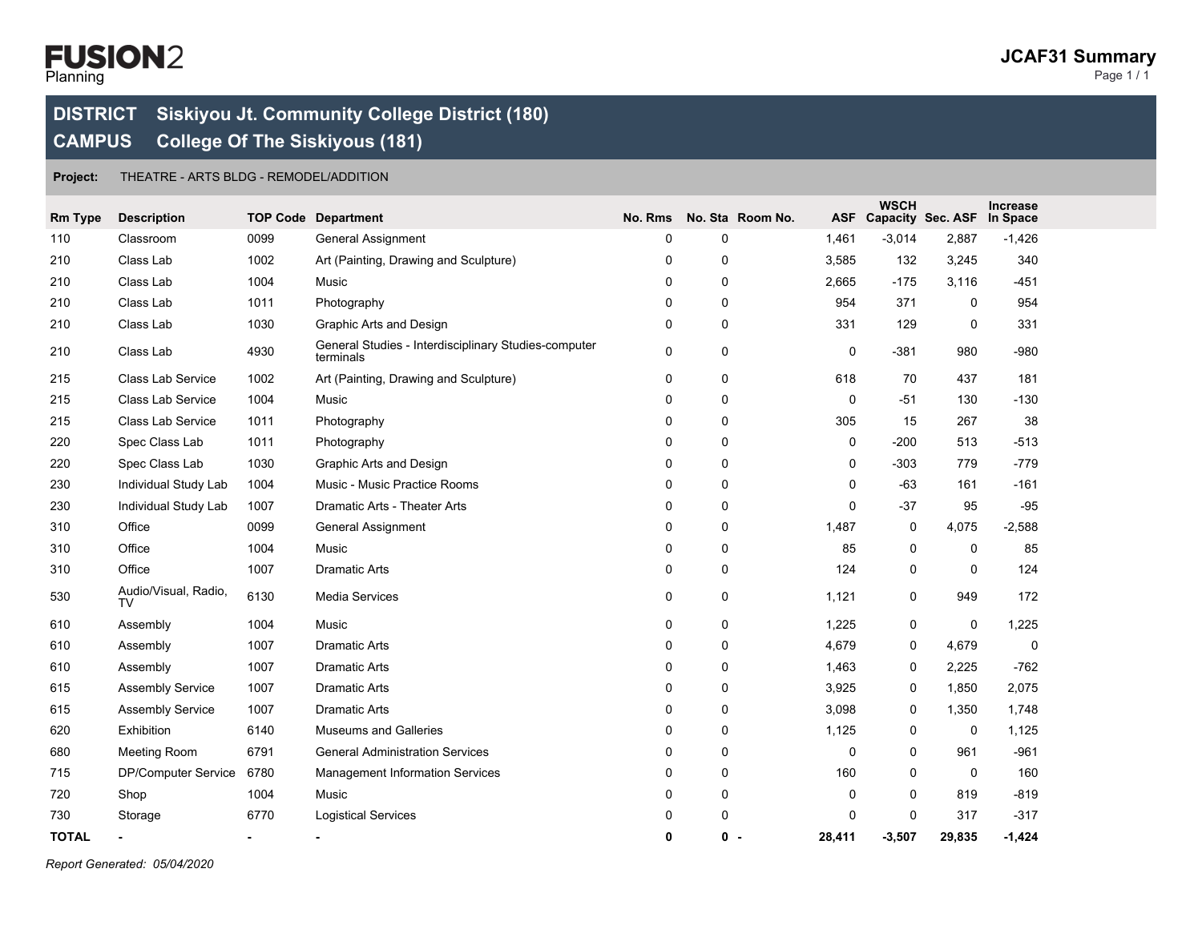FUSION2
Planning

# JCAF31 Summary

**DISTRICT** Siskiyou Jt. Community College District (180)

**CAMPUS** College Of The Siskiyous (181)

**Project:** THEATRE - ARTS BLDG - REMODEL/ADDITION

| Rm Type | Description | TOP Code | Department | No. Rms | No. Sta | Room No. | ASF | WSCH Capacity | Sec. ASF | Increase In Space |
|---|---|---|---|---|---|---|---|---|---|---|
| 110 | Classroom | 0099 | General Assignment | 0 | 0 | | 1,461 | -3,014 | 2,887 | -1,426 |
| 210 | Class Lab | 1002 | Art (Painting, Drawing and Sculpture) | 0 | 0 | | 3,585 | 132 | 3,245 | 340 |
| 210 | Class Lab | 1004 | Music | 0 | 0 | | 2,665 | -175 | 3,116 | -451 |
| 210 | Class Lab | 1011 | Photography | 0 | 0 | | 954 | 371 | 0 | 954 |
| 210 | Class Lab | 1030 | Graphic Arts and Design | 0 | 0 | | 331 | 129 | 0 | 331 |
| 210 | Class Lab | 4930 | General Studies - Interdisciplinary Studies-computer terminals | 0 | 0 | | 0 | -381 | 980 | -980 |
| 215 | Class Lab Service | 1002 | Art (Painting, Drawing and Sculpture) | 0 | 0 | | 618 | 70 | 437 | 181 |
| 215 | Class Lab Service | 1004 | Music | 0 | 0 | | 0 | -51 | 130 | -130 |
| 215 | Class Lab Service | 1011 | Photography | 0 | 0 | | 305 | 15 | 267 | 38 |
| 220 | Spec Class Lab | 1011 | Photography | 0 | 0 | | 0 | -200 | 513 | -513 |
| 220 | Spec Class Lab | 1030 | Graphic Arts and Design | 0 | 0 | | 0 | -303 | 779 | -779 |
| 230 | Individual Study Lab | 1004 | Music - Music Practice Rooms | 0 | 0 | | 0 | -63 | 161 | -161 |
| 230 | Individual Study Lab | 1007 | Dramatic Arts - Theater Arts | 0 | 0 | | 0 | -37 | 95 | -95 |
| 310 | Office | 0099 | General Assignment | 0 | 0 | | 1,487 | 0 | 4,075 | -2,588 |
| 310 | Office | 1004 | Music | 0 | 0 | | 85 | 0 | 0 | 85 |
| 310 | Office | 1007 | Dramatic Arts | 0 | 0 | | 124 | 0 | 0 | 124 |
| 530 | Audio/Visual, Radio, TV | 6130 | Media Services | 0 | 0 | | 1,121 | 0 | 949 | 172 |
| 610 | Assembly | 1004 | Music | 0 | 0 | | 1,225 | 0 | 0 | 1,225 |
| 610 | Assembly | 1007 | Dramatic Arts | 0 | 0 | | 4,679 | 0 | 4,679 | 0 |
| 610 | Assembly | 1007 | Dramatic Arts | 0 | 0 | | 1,463 | 0 | 2,225 | -762 |
| 615 | Assembly Service | 1007 | Dramatic Arts | 0 | 0 | | 3,925 | 0 | 1,850 | 2,075 |
| 615 | Assembly Service | 1007 | Dramatic Arts | 0 | 0 | | 3,098 | 0 | 1,350 | 1,748 |
| 620 | Exhibition | 6140 | Museums and Galleries | 0 | 0 | | 1,125 | 0 | 0 | 1,125 |
| 680 | Meeting Room | 6791 | General Administration Services | 0 | 0 | | 0 | 0 | 961 | -961 |
| 715 | DP/Computer Service | 6780 | Management Information Services | 0 | 0 | | 160 | 0 | 0 | 160 |
| 720 | Shop | 1004 | Music | 0 | 0 | | 0 | 0 | 819 | -819 |
| 730 | Storage | 6770 | Logistical Services | 0 | 0 | | 0 | 0 | 317 | -317 |
| **TOTAL** | - | - | - | **0** | **0** | - | **28,411** | **-3,507** | **29,835** | **-1,424** |

*Report Generated: 05/04/2020*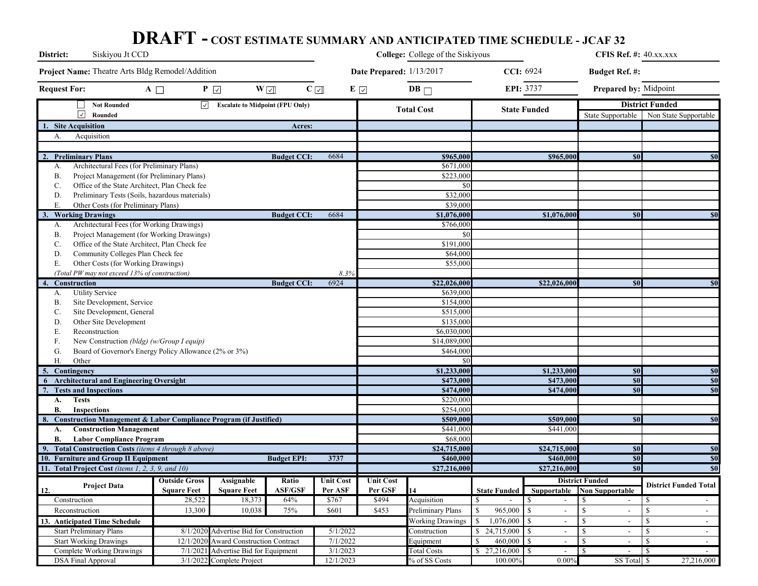# DRAFT - COST ESTIMATE SUMMARY AND ANTICIPATED TIME SCHEDULE - JCAF 32

**District:** Siskiyou Jt CCD  **College:** College of the Siskiyous  **CFIS Ref. #:** 40.xx.xxx

**Project Name:** Theatre Arts Bldg Remodel/Addition  **Date Prepared:** 1/13/2017  **CCI:** 6924  **Budget Ref. #:**

**Request For:** A ☐  P ☑  W ☑  C ☑  E ☑  DB ☐  **EPI:** 3737  **Prepared by:** Midpoint

| ☐ Not Rounded ☑ Rounded | ☑ Escalate to Midpoint (FPU Only) | | Total Cost | State Funded | District Funded | |
|---|---|---|---|---|---|---|
| | | | | | State Supportable | Non State Supportable |
| **1. Site Acquisition** | **Acres:** | | | | | |
| A. Acquisition | | | | | | |
| **2. Preliminary Plans** | **Budget CCI:** | 6684 | **$965,000** | **$965,000** | **$0** | **$0** |
| A. Architectural Fees (for Preliminary Plans) | | | $671,000 | | | |
| B. Project Management (for Preliminary Plans) | | | $223,000 | | | |
| C. Office of the State Architect, Plan Check fee | | | $0 | | | |
| D. Preliminary Tests (Soils, hazardous materials) | | | $32,000 | | | |
| E. Other Costs (for Preliminary Plans) | | | $39,000 | | | |
| **3. Working Drawings** | **Budget CCI:** | 6684 | **$1,076,000** | **$1,076,000** | **$0** | **$0** |
| A. Architectural Fees (for Working Drawings) | | | $766,000 | | | |
| B. Project Management (for Working Drawings) | | | $0 | | | |
| C. Office of the State Architect, Plan Check fee | | | $191,000 | | | |
| D. Community Colleges Plan Check fee | | | $64,000 | | | |
| E. Other Costs (for Working Drawings) | | | $55,000 | | | |
| *(Total PW may not exceed 13% of construction)* | | *8.3%* | | | | |
| **4. Construction** | **Budget CCI:** | 6924 | **$22,026,000** | **$22,026,000** | **$0** | **$0** |
| A. Utility Service | | | $639,000 | | | |
| B. Site Development, Service | | | $154,000 | | | |
| C. Site Development, General | | | $515,000 | | | |
| D. Other Site Development | | | $135,000 | | | |
| E. Reconstruction | | | $6,030,000 | | | |
| F. New Construction *(bldg) (w/Group I equip)* | | | $14,089,000 | | | |
| G. Board of Governor's Energy Policy Allowance (2% or 3%) | | | $464,000 | | | |
| H. Other | | | $0 | | | |
| **5. Contingency** | | | **$1,233,000** | **$1,233,000** | **$0** | **$0** |
| **6 Architectural and Engineering Oversight** | | | **$473,000** | **$473,000** | **$0** | **$0** |
| **7. Tests and Inspections** | | | **$474,000** | **$474,000** | **$0** | **$0** |
| **A. Tests** | | | $220,000 | | | |
| **B. Inspections** | | | $254,000 | | | |
| **8. Construction Management & Labor Compliance Program (if Justified)** | | | **$509,000** | **$509,000** | **$0** | **$0** |
| **A. Construction Management** | | | $441,000 | $441,000 | | |
| **B. Labor Compliance Program** | | | $68,000 | | | |
| **9. Total Construction Costs** *(items 4 through 8 above)* | | | **$24,715,000** | **$24,715,000** | **$0** | **$0** |
| **10. Furniture and Group II Equipment** | **Budget EPI:** | **3737** | **$460,000** | **$460,000** | **$0** | **$0** |
| **11. Total Project Cost** *(items 1, 2, 3, 9, and 10)* | | | **$27,216,000** | **$27,216,000** | **$0** | **$0** |

| 12. Project Data | Outside Gross Square Feet | Assignable Square Feet | Ratio ASF/GSF | Unit Cost Per ASF | Unit Cost Per GSF |
|---|---|---|---|---|---|
| Construction | 28,522 | 18,373 | 64% | $767 | $494 |
| Reconstruction | 13,300 | 10,038 | 75% | $601 | $453 |

| 13. Anticipated Time Schedule | | | |
|---|---|---|---|
| Start Preliminary Plans | 8/1/2020 | Advertise Bid for Construction | 5/1/2022 |
| Start Working Drawings | 12/1/2020 | Award Construction Contract | 7/1/2022 |
| Complete Working Drawings | 7/1/2021 | Advertise Bid for Equipment | 3/1/2023 |
| DSA Final Approval | 3/1/2022 | Complete Project | 12/1/2023 |

| 14 | State Funded | District Funded Supportable | District Funded Non Supportable | District Funded Total |
|---|---|---|---|---|
| Acquisition | $ - | $ - | $ - | $ - |
| Preliminary Plans | $ 965,000 | $ - | $ - | $ - |
| Working Drawings | $ 1,076,000 | $ - | $ - | $ - |
| Construction | $ 24,715,000 | $ - | $ - | $ - |
| Equipment | $ 460,000 | $ - | $ - | $ - |
| Total Costs | $ 27,216,000 | $ - | $ - | $ - |
| % of SS Costs | 100.00% | 0.00% | SS Total | $ 27,216,000 |